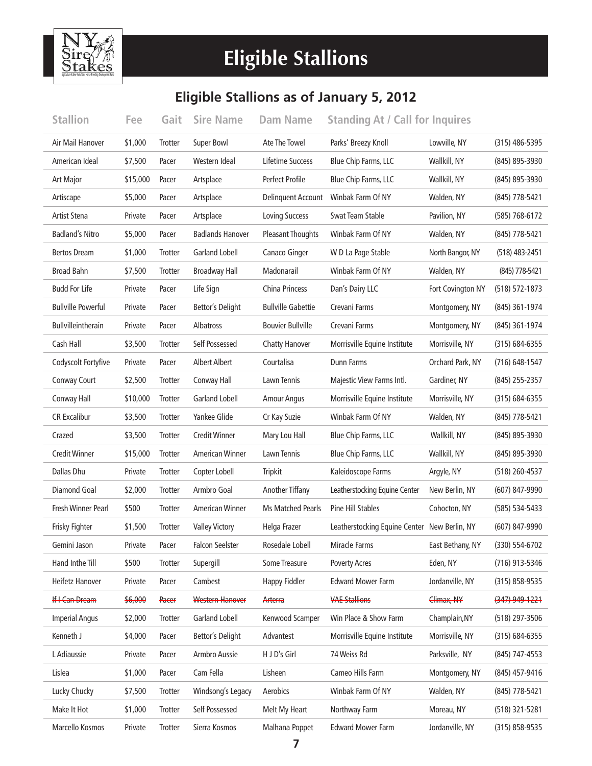# Eligible Stallions

## Eligible Stallions as of January 5, 2012

| Stallion | Fee | Gait | Sire Name | Dam Name | Standing At / Call for Inquires | | |
|---|---|---|---|---|---|---|---|
| Air Mail Hanover | $1,000 | Trotter | Super Bowl | Ate The Towel | Parks' Breezy Knoll | Lowville, NY | (315) 486-5395 |
| American Ideal | $7,500 | Pacer | Western Ideal | Lifetime Success | Blue Chip Farms, LLC | Wallkill, NY | (845) 895-3930 |
| Art Major | $15,000 | Pacer | Artsplace | Perfect Profile | Blue Chip Farms, LLC | Wallkill, NY | (845) 895-3930 |
| Artiscape | $5,000 | Pacer | Artsplace | Delinquent Account | Winbak Farm Of NY | Walden, NY | (845) 778-5421 |
| Artist Stena | Private | Pacer | Artsplace | Loving Success | Swat Team Stable | Pavilion, NY | (585) 768-6172 |
| Badland's Nitro | $5,000 | Pacer | Badlands Hanover | Pleasant Thoughts | Winbak Farm Of NY | Walden, NY | (845) 778-5421 |
| Bertos Dream | $1,000 | Trotter | Garland Lobell | Canaco Ginger | W D La Page Stable | North Bangor, NY | (518) 483-2451 |
| Broad Bahn | $7,500 | Trotter | Broadway Hall | Madonarail | Winbak Farm Of NY | Walden, NY | (845) 778-5421 |
| Budd For Life | Private | Pacer | Life Sign | China Princess | Dan's Dairy LLC | Fort Covington NY | (518) 572-1873 |
| Bullville Powerful | Private | Pacer | Bettor's Delight | Bullville Gabettie | Crevani Farms | Montgomery, NY | (845) 361-1974 |
| Bullvilleintherain | Private | Pacer | Albatross | Bouvier Bullville | Crevani Farms | Montgomery, NY | (845) 361-1974 |
| Cash Hall | $3,500 | Trotter | Self Possessed | Chatty Hanover | Morrisville Equine Institute | Morrisville, NY | (315) 684-6355 |
| Codyscolt Fortyfive | Private | Pacer | Albert Albert | Courtalisa | Dunn Farms | Orchard Park, NY | (716) 648-1547 |
| Conway Court | $2,500 | Trotter | Conway Hall | Lawn Tennis | Majestic View Farms Intl. | Gardiner, NY | (845) 255-2357 |
| Conway Hall | $10,000 | Trotter | Garland Lobell | Amour Angus | Morrisville Equine Institute | Morrisville, NY | (315) 684-6355 |
| CR Excalibur | $3,500 | Trotter | Yankee Glide | Cr Kay Suzie | Winbak Farm Of NY | Walden, NY | (845) 778-5421 |
| Crazed | $3,500 | Trotter | Credit Winner | Mary Lou Hall | Blue Chip Farms, LLC | Wallkill, NY | (845) 895-3930 |
| Credit Winner | $15,000 | Trotter | American Winner | Lawn Tennis | Blue Chip Farms, LLC | Wallkill, NY | (845) 895-3930 |
| Dallas Dhu | Private | Trotter | Copter Lobell | Tripkit | Kaleidoscope Farms | Argyle, NY | (518) 260-4537 |
| Diamond Goal | $2,000 | Trotter | Armbro Goal | Another Tiffany | Leatherstocking Equine Center | New Berlin, NY | (607) 847-9990 |
| Fresh Winner Pearl | $500 | Trotter | American Winner | Ms Matched Pearls | Pine Hill Stables | Cohocton, NY | (585) 534-5433 |
| Frisky Fighter | $1,500 | Trotter | Valley Victory | Helga Frazer | Leatherstocking Equine Center | New Berlin, NY | (607) 847-9990 |
| Gemini Jason | Private | Pacer | Falcon Seelster | Rosedale Lobell | Miracle Farms | East Bethany, NY | (330) 554-6702 |
| Hand Inthe Till | $500 | Trotter | Supergill | Some Treasure | Poverty Acres | Eden, NY | (716) 913-5346 |
| Heifetz Hanover | Private | Pacer | Cambest | Happy Fiddler | Edward Mower Farm | Jordanville, NY | (315) 858-9535 |
| ~~If I Can Dream~~ | ~~$6,000~~ | ~~Pacer~~ | ~~Western Hanover~~ | ~~Arterra~~ | ~~VAE Stallions~~ | ~~Climax, NY~~ | ~~(347) 949-1221~~ |
| Imperial Angus | $2,000 | Trotter | Garland Lobell | Kenwood Scamper | Win Place & Show Farm | Champlain,NY | (518) 297-3506 |
| Kenneth J | $4,000 | Pacer | Bettor's Delight | Advantest | Morrisville Equine Institute | Morrisville, NY | (315) 684-6355 |
| L Adiaussie | Private | Pacer | Armbro Aussie | H J D's Girl | 74 Weiss Rd | Parksville, NY | (845) 747-4553 |
| Lislea | $1,000 | Pacer | Cam Fella | Lisheen | Cameo Hills Farm | Montgomery, NY | (845) 457-9416 |
| Lucky Chucky | $7,500 | Trotter | Windsong's Legacy | Aerobics | Winbak Farm Of NY | Walden, NY | (845) 778-5421 |
| Make It Hot | $1,000 | Trotter | Self Possessed | Melt My Heart | Northway Farm | Moreau, NY | (518) 321-5281 |
| Marcello Kosmos | Private | Trotter | Sierra Kosmos | Malhana Poppet | Edward Mower Farm | Jordanville, NY | (315) 858-9535 |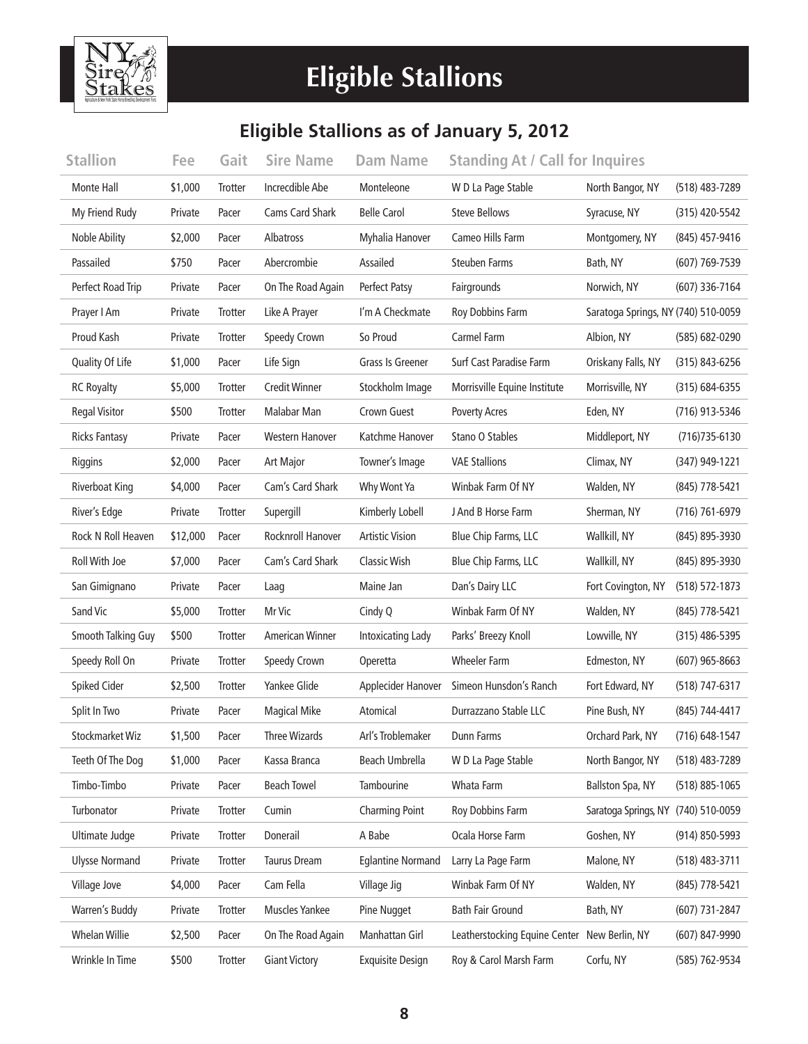# Eligible Stallions

## Eligible Stallions as of January 5, 2012

| Stallion | Fee | Gait | Sire Name | Dam Name | Standing At / Call for Inquires | | |
|---|---|---|---|---|---|---|---|
| Monte Hall | $1,000 | Trotter | Increcdible Abe | Monteleone | W D La Page Stable | North Bangor, NY | (518) 483-7289 |
| My Friend Rudy | Private | Pacer | Cams Card Shark | Belle Carol | Steve Bellows | Syracuse, NY | (315) 420-5542 |
| Noble Ability | $2,000 | Pacer | Albatross | Myhalia Hanover | Cameo Hills Farm | Montgomery, NY | (845) 457-9416 |
| Passailed | $750 | Pacer | Abercrombie | Assailed | Steuben Farms | Bath, NY | (607) 769-7539 |
| Perfect Road Trip | Private | Pacer | On The Road Again | Perfect Patsy | Fairgrounds | Norwich, NY | (607) 336-7164 |
| Prayer I Am | Private | Trotter | Like A Prayer | I'm A Checkmate | Roy Dobbins Farm | Saratoga Springs, NY | (740) 510-0059 |
| Proud Kash | Private | Trotter | Speedy Crown | So Proud | Carmel Farm | Albion, NY | (585) 682-0290 |
| Quality Of Life | $1,000 | Pacer | Life Sign | Grass Is Greener | Surf Cast Paradise Farm | Oriskany Falls, NY | (315) 843-6256 |
| RC Royalty | $5,000 | Trotter | Credit Winner | Stockholm Image | Morrisville Equine Institute | Morrisville, NY | (315) 684-6355 |
| Regal Visitor | $500 | Trotter | Malabar Man | Crown Guest | Poverty Acres | Eden, NY | (716) 913-5346 |
| Ricks Fantasy | Private | Pacer | Western Hanover | Katchme Hanover | Stano O Stables | Middleport, NY | (716)735-6130 |
| Riggins | $2,000 | Pacer | Art Major | Towner's Image | VAE Stallions | Climax, NY | (347) 949-1221 |
| Riverboat King | $4,000 | Pacer | Cam's Card Shark | Why Wont Ya | Winbak Farm Of NY | Walden, NY | (845) 778-5421 |
| River's Edge | Private | Trotter | Supergill | Kimberly Lobell | J And B Horse Farm | Sherman, NY | (716) 761-6979 |
| Rock N Roll Heaven | $12,000 | Pacer | Rocknroll Hanover | Artistic Vision | Blue Chip Farms, LLC | Wallkill, NY | (845) 895-3930 |
| Roll With Joe | $7,000 | Pacer | Cam's Card Shark | Classic Wish | Blue Chip Farms, LLC | Wallkill, NY | (845) 895-3930 |
| San Gimignano | Private | Pacer | Laag | Maine Jan | Dan's Dairy LLC | Fort Covington, NY | (518) 572-1873 |
| Sand Vic | $5,000 | Trotter | Mr Vic | Cindy Q | Winbak Farm Of NY | Walden, NY | (845) 778-5421 |
| Smooth Talking Guy | $500 | Trotter | American Winner | Intoxicating Lady | Parks' Breezy Knoll | Lowville, NY | (315) 486-5395 |
| Speedy Roll On | Private | Trotter | Speedy Crown | Operetta | Wheeler Farm | Edmeston, NY | (607) 965-8663 |
| Spiked Cider | $2,500 | Trotter | Yankee Glide | Applecider Hanover | Simeon Hunsdon's Ranch | Fort Edward, NY | (518) 747-6317 |
| Split In Two | Private | Pacer | Magical Mike | Atomical | Durrazzano Stable LLC | Pine Bush, NY | (845) 744-4417 |
| Stockmarket Wiz | $1,500 | Pacer | Three Wizards | Arl's Troblemaker | Dunn Farms | Orchard Park, NY | (716) 648-1547 |
| Teeth Of The Dog | $1,000 | Pacer | Kassa Branca | Beach Umbrella | W D La Page Stable | North Bangor, NY | (518) 483-7289 |
| Timbo-Timbo | Private | Pacer | Beach Towel | Tambourine | Whata Farm | Ballston Spa, NY | (518) 885-1065 |
| Turbonator | Private | Trotter | Cumin | Charming Point | Roy Dobbins Farm | Saratoga Springs, NY | (740) 510-0059 |
| Ultimate Judge | Private | Trotter | Donerail | A Babe | Ocala Horse Farm | Goshen, NY | (914) 850-5993 |
| Ulysse Normand | Private | Trotter | Taurus Dream | Eglantine Normand | Larry La Page Farm | Malone, NY | (518) 483-3711 |
| Village Jove | $4,000 | Pacer | Cam Fella | Village Jig | Winbak Farm Of NY | Walden, NY | (845) 778-5421 |
| Warren's Buddy | Private | Trotter | Muscles Yankee | Pine Nugget | Bath Fair Ground | Bath, NY | (607) 731-2847 |
| Whelan Willie | $2,500 | Pacer | On The Road Again | Manhattan Girl | Leatherstocking Equine Center | New Berlin, NY | (607) 847-9990 |
| Wrinkle In Time | $500 | Trotter | Giant Victory | Exquisite Design | Roy & Carol Marsh Farm | Corfu, NY | (585) 762-9534 |